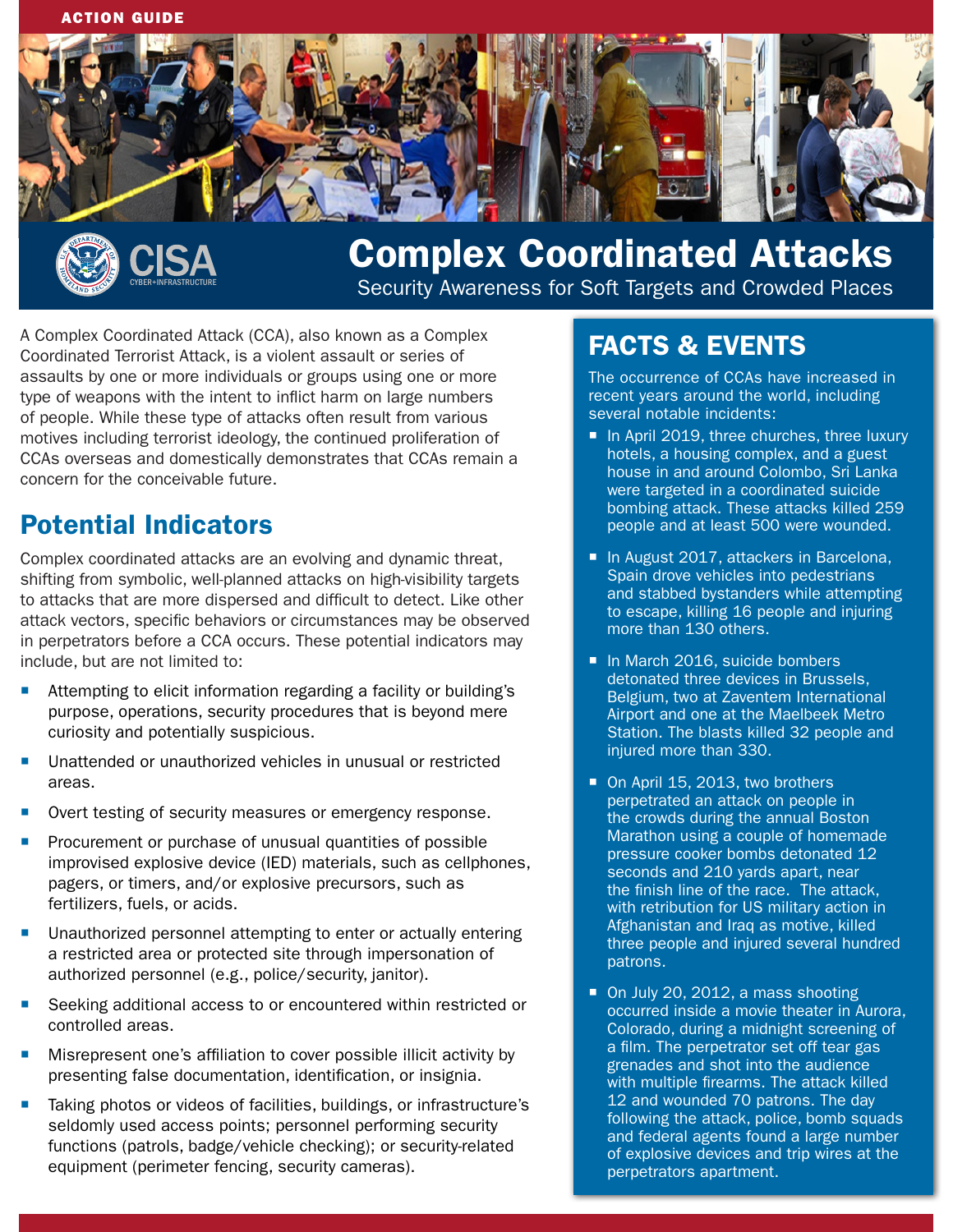ACTION GUIDE

# Complex Coordinated Attacks

Security Awareness for Soft Targets and Crowded Places

A Complex Coordinated Attack (CCA), also known as a Complex Coordinated Terrorist Attack, is a violent assault or series of assaults by one or more individuals or groups using one or more type of weapons with the intent to inflict harm on large numbers of people. While these type of attacks often result from various motives including terrorist ideology, the continued proliferation of CCAs overseas and domestically demonstrates that CCAs remain a concern for the conceivable future.

## Potential Indicators

Complex coordinated attacks are an evolving and dynamic threat, shifting from symbolic, well-planned attacks on high-visibility targets to attacks that are more dispersed and difficult to detect. Like other attack vectors, specific behaviors or circumstances may be observed in perpetrators before a CCA occurs. These potential indicators may include, but are not limited to:

- Attempting to elicit information regarding a facility or building's purpose, operations, security procedures that is beyond mere curiosity and potentially suspicious.
- Unattended or unauthorized vehicles in unusual or restricted areas.
- Overt testing of security measures or emergency response.
- Procurement or purchase of unusual quantities of possible improvised explosive device (IED) materials, such as cellphones, pagers, or timers, and/or explosive precursors, such as fertilizers, fuels, or acids.
- Unauthorized personnel attempting to enter or actually entering a restricted area or protected site through impersonation of authorized personnel (e.g., police/security, janitor).
- Seeking additional access to or encountered within restricted or controlled areas.
- Misrepresent one's affiliation to cover possible illicit activity by presenting false documentation, identification, or insignia.
- Taking photos or videos of facilities, buildings, or infrastructure's seldomly used access points; personnel performing security functions (patrols, badge/vehicle checking); or security-related equipment (perimeter fencing, security cameras).

## FACTS & EVENTS

The occurrence of CCAs have increased in recent years around the world, including several notable incidents:

- In April 2019, three churches, three luxury hotels, a housing complex, and a guest house in and around Colombo, Sri Lanka were targeted in a coordinated suicide bombing attack. These attacks killed 259 people and at least 500 were wounded.
- In August 2017, attackers in Barcelona, Spain drove vehicles into pedestrians and stabbed bystanders while attempting to escape, killing 16 people and injuring more than 130 others.
- In March 2016, suicide bombers detonated three devices in Brussels, Belgium, two at Zaventem International Airport and one at the Maelbeek Metro Station. The blasts killed 32 people and injured more than 330.
- On April 15, 2013, two brothers perpetrated an attack on people in the crowds during the annual Boston Marathon using a couple of homemade pressure cooker bombs detonated 12 seconds and 210 yards apart, near the finish line of the race. The attack, with retribution for US military action in Afghanistan and Iraq as motive, killed three people and injured several hundred patrons.
- On July 20, 2012, a mass shooting occurred inside a movie theater in Aurora, Colorado, during a midnight screening of a film. The perpetrator set off tear gas grenades and shot into the audience with multiple firearms. The attack killed 12 and wounded 70 patrons. The day following the attack, police, bomb squads and federal agents found a large number of explosive devices and trip wires at the perpetrators apartment.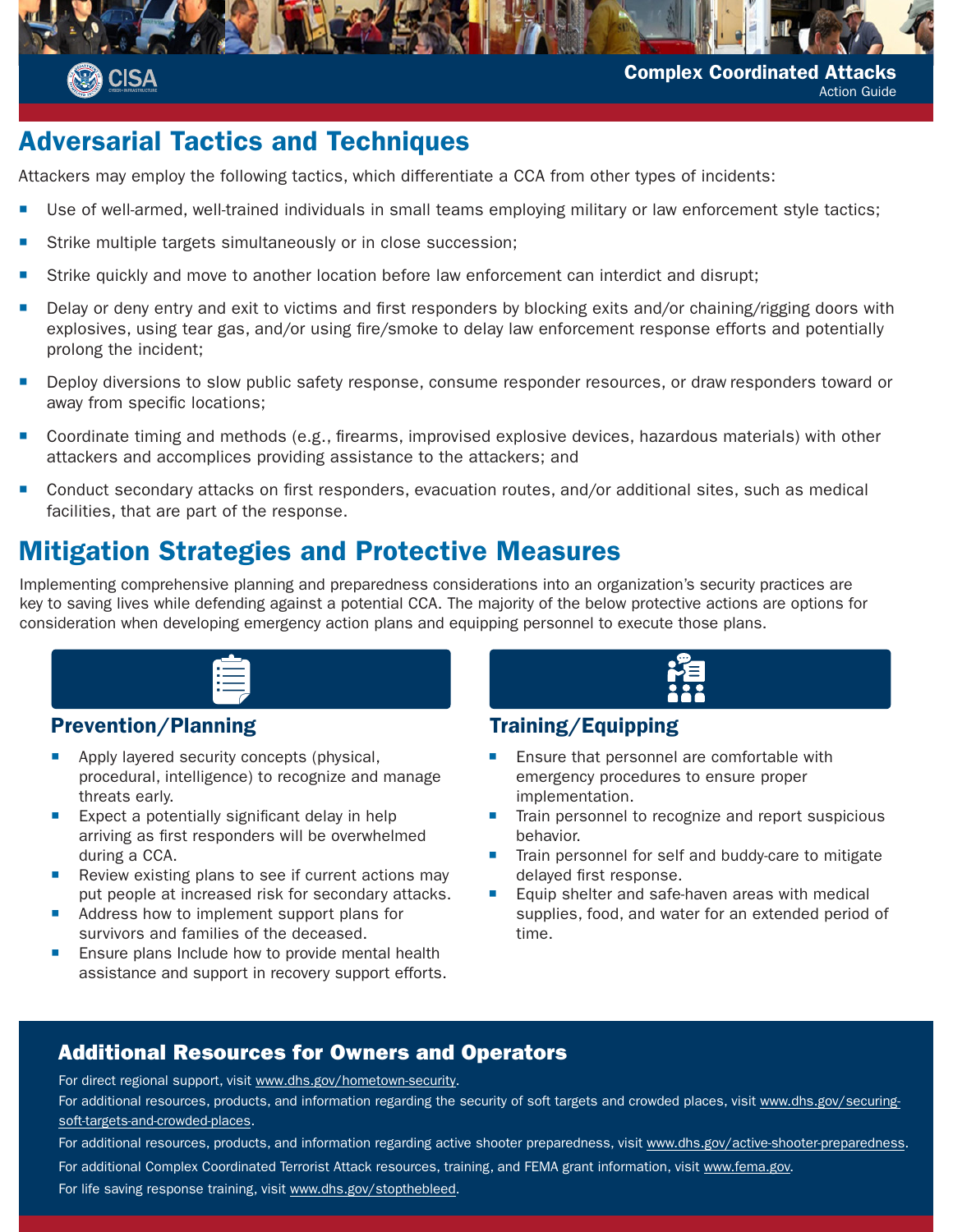## Adversarial Tactics and Techniques

Attackers may employ the following tactics, which differentiate a CCA from other types of incidents:

- Use of well-armed, well-trained individuals in small teams employing military or law enforcement style tactics;
- Strike multiple targets simultaneously or in close succession;
- Strike quickly and move to another location before law enforcement can interdict and disrupt;
- Delay or deny entry and exit to victims and first responders by blocking exits and/or chaining/rigging doors with explosives, using tear gas, and/or using fire/smoke to delay law enforcement response efforts and potentially prolong the incident;
- Deploy diversions to slow public safety response, consume responder resources, or draw responders toward or away from specific locations;
- Coordinate timing and methods (e.g., firearms, improvised explosive devices, hazardous materials) with other attackers and accomplices providing assistance to the attackers; and
- Conduct secondary attacks on first responders, evacuation routes, and/or additional sites, such as medical facilities, that are part of the response.

## Mitigation Strategies and Protective Measures

Implementing comprehensive planning and preparedness considerations into an organization's security practices are key to saving lives while defending against a potential CCA. The majority of the below protective actions are options for consideration when developing emergency action plans and equipping personnel to execute those plans.

### Prevention/Planning

- Apply layered security concepts (physical, procedural, intelligence) to recognize and manage threats early.
- Expect a potentially significant delay in help arriving as first responders will be overwhelmed during a CCA.
- Review existing plans to see if current actions may put people at increased risk for secondary attacks.
- Address how to implement support plans for survivors and families of the deceased.
- Ensure plans Include how to provide mental health assistance and support in recovery support efforts.

### Training/Equipping

- Ensure that personnel are comfortable with emergency procedures to ensure proper implementation.
- Train personnel to recognize and report suspicious behavior.
- Train personnel for self and buddy-care to mitigate delayed first response.
- Equip shelter and safe-haven areas with medical supplies, food, and water for an extended period of time.

## Additional Resources for Owners and Operators

For direct regional support, visit www.dhs.gov/hometown-security.

For additional resources, products, and information regarding the security of soft targets and crowded places, visit www.dhs.gov/securing-soft-targets-and-crowded-places.

For additional resources, products, and information regarding active shooter preparedness, visit www.dhs.gov/active-shooter-preparedness.

For additional Complex Coordinated Terrorist Attack resources, training, and FEMA grant information, visit www.fema.gov.

For life saving response training, visit www.dhs.gov/stopthebleed.